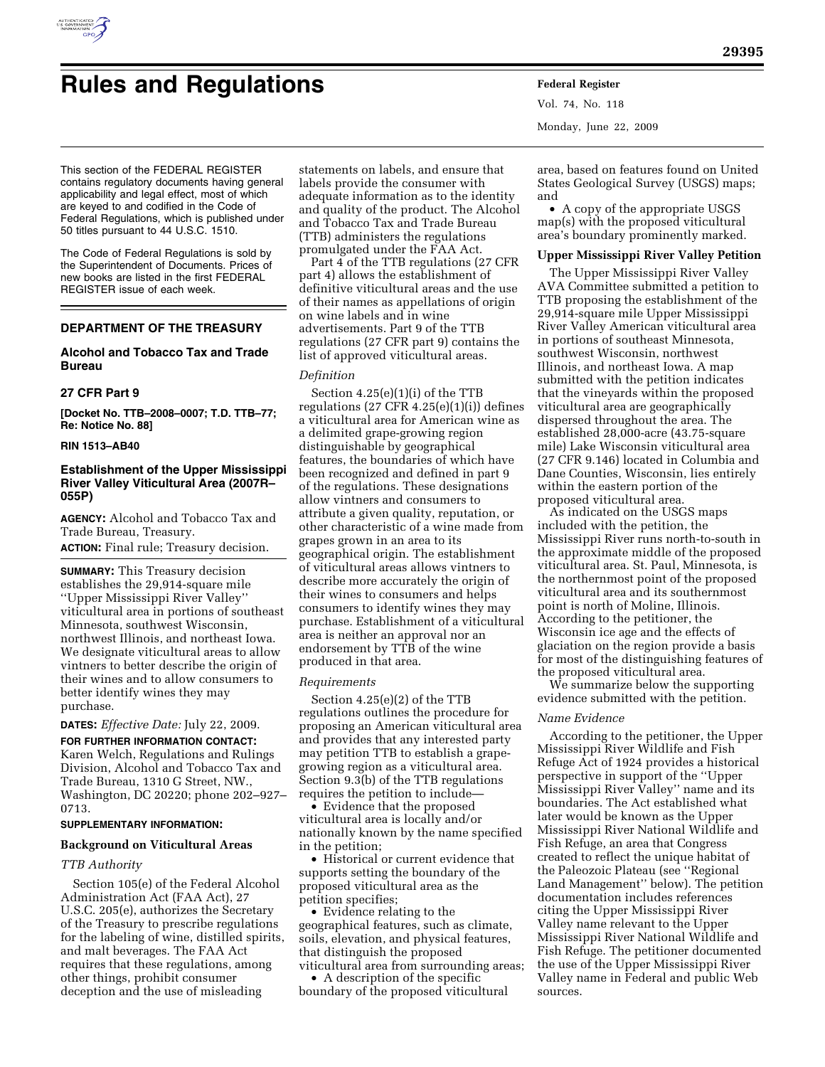# Rules and Regulations

This section of the FEDERAL REGISTER contains regulatory documents having general applicability and legal effect, most of which are keyed to and codified in the Code of Federal Regulations, which is published under 50 titles pursuant to 44 U.S.C. 1510.

The Code of Federal Regulations is sold by the Superintendent of Documents. Prices of new books are listed in the first FEDERAL REGISTER issue of each week.

## DEPARTMENT OF THE TREASURY

### Alcohol and Tobacco Tax and Trade Bureau

### 27 CFR Part 9

**[Docket No. TTB–2008–0007; T.D. TTB–77; Re: Notice No. 88]**

**RIN 1513–AB40**

### Establishment of the Upper Mississippi River Valley Viticultural Area (2007R–055P)

**AGENCY:** Alcohol and Tobacco Tax and Trade Bureau, Treasury.

**ACTION:** Final rule; Treasury decision.

**SUMMARY:** This Treasury decision establishes the 29,914-square mile ''Upper Mississippi River Valley'' viticultural area in portions of southeast Minnesota, southwest Wisconsin, northwest Illinois, and northeast Iowa. We designate viticultural areas to allow vintners to better describe the origin of their wines and to allow consumers to better identify wines they may purchase.

**DATES:** *Effective Date:* July 22, 2009.

**FOR FURTHER INFORMATION CONTACT:** Karen Welch, Regulations and Rulings Division, Alcohol and Tobacco Tax and Trade Bureau, 1310 G Street, NW., Washington, DC 20220; phone 202–927–0713.

**SUPPLEMENTARY INFORMATION:**

**Background on Viticultural Areas**

*TTB Authority*

Section 105(e) of the Federal Alcohol Administration Act (FAA Act), 27 U.S.C. 205(e), authorizes the Secretary of the Treasury to prescribe regulations for the labeling of wine, distilled spirits, and malt beverages. The FAA Act requires that these regulations, among other things, prohibit consumer deception and the use of misleading statements on labels, and ensure that labels provide the consumer with adequate information as to the identity and quality of the product. The Alcohol and Tobacco Tax and Trade Bureau (TTB) administers the regulations promulgated under the FAA Act.

Part 4 of the TTB regulations (27 CFR part 4) allows the establishment of definitive viticultural areas and the use of their names as appellations of origin on wine labels and in wine advertisements. Part 9 of the TTB regulations (27 CFR part 9) contains the list of approved viticultural areas.

*Definition*

Section 4.25(e)(1)(i) of the TTB regulations (27 CFR 4.25(e)(1)(i)) defines a viticultural area for American wine as a delimited grape-growing region distinguishable by geographical features, the boundaries of which have been recognized and defined in part 9 of the regulations. These designations allow vintners and consumers to attribute a given quality, reputation, or other characteristic of a wine made from grapes grown in an area to its geographical origin. The establishment of viticultural areas allows vintners to describe more accurately the origin of their wines to consumers and helps consumers to identify wines they may purchase. Establishment of a viticultural area is neither an approval nor an endorsement by TTB of the wine produced in that area.

*Requirements*

Section 4.25(e)(2) of the TTB regulations outlines the procedure for proposing an American viticultural area and provides that any interested party may petition TTB to establish a grape-growing region as a viticultural area. Section 9.3(b) of the TTB regulations requires the petition to include—

- Evidence that the proposed viticultural area is locally and/or nationally known by the name specified in the petition;
- Historical or current evidence that supports setting the boundary of the proposed viticultural area as the petition specifies;
- Evidence relating to the geographical features, such as climate, soils, elevation, and physical features, that distinguish the proposed viticultural area from surrounding areas;
- A description of the specific boundary of the proposed viticultural area, based on features found on United States Geological Survey (USGS) maps; and
- A copy of the appropriate USGS map(s) with the proposed viticultural area's boundary prominently marked.

**Upper Mississippi River Valley Petition**

The Upper Mississippi River Valley AVA Committee submitted a petition to TTB proposing the establishment of the 29,914-square mile Upper Mississippi River Valley American viticultural area in portions of southeast Minnesota, southwest Wisconsin, northwest Illinois, and northeast Iowa. A map submitted with the petition indicates that the vineyards within the proposed viticultural area are geographically dispersed throughout the area. The established 28,000-acre (43.75-square mile) Lake Wisconsin viticultural area (27 CFR 9.146) located in Columbia and Dane Counties, Wisconsin, lies entirely within the eastern portion of the proposed viticultural area.

As indicated on the USGS maps included with the petition, the Mississippi River runs north-to-south in the approximate middle of the proposed viticultural area. St. Paul, Minnesota, is the northernmost point of the proposed viticultural area and its southernmost point is north of Moline, Illinois. According to the petitioner, the Wisconsin ice age and the effects of glaciation on the region provide a basis for most of the distinguishing features of the proposed viticultural area.

We summarize below the supporting evidence submitted with the petition.

*Name Evidence*

According to the petitioner, the Upper Mississippi River Wildlife and Fish Refuge Act of 1924 provides a historical perspective in support of the ''Upper Mississippi River Valley'' name and its boundaries. The Act established what later would be known as the Upper Mississippi River National Wildlife and Fish Refuge, an area that Congress created to reflect the unique habitat of the Paleozoic Plateau (see ''Regional Land Management'' below). The petition documentation includes references citing the Upper Mississippi River Valley name relevant to the Upper Mississippi River National Wildlife and Fish Refuge. The petitioner documented the use of the Upper Mississippi River Valley name in Federal and public Web sources.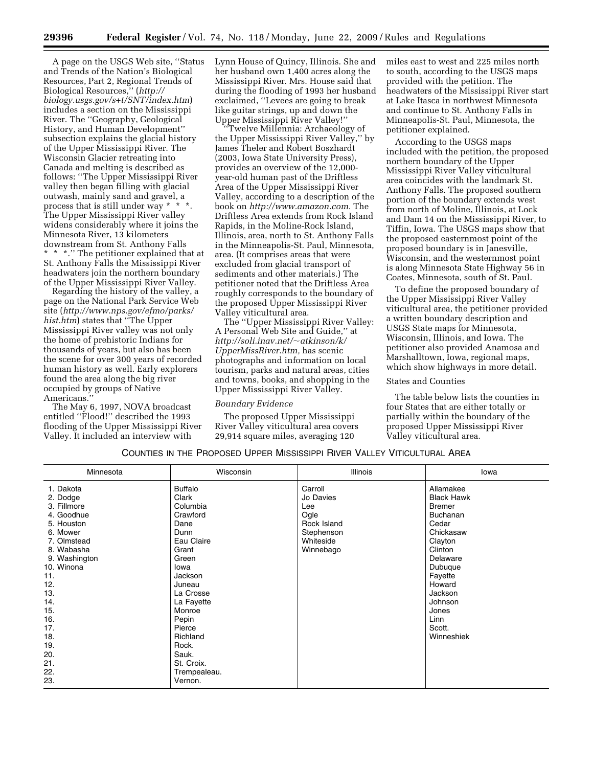A page on the USGS Web site, ''Status and Trends of the Nation's Biological Resources, Part 2, Regional Trends of Biological Resources,'' (*http://biology.usgs.gov/s+t/SNT/index.htm*) includes a section on the Mississippi River. The ''Geography, Geological History, and Human Development'' subsection explains the glacial history of the Upper Mississippi River. The Wisconsin Glacier retreating into Canada and melting is described as follows: ''The Upper Mississippi River valley then began filling with glacial outwash, mainly sand and gravel, a process that is still under way * * *. The Upper Mississippi River valley widens considerably where it joins the Minnesota River, 13 kilometers downstream from St. Anthony Falls * * *.'' The petitioner explained that at St. Anthony Falls the Mississippi River headwaters join the northern boundary of the Upper Mississippi River Valley.

Regarding the history of the valley, a page on the National Park Service Web site (*http://www.nps.gov/efmo/parks/hist.htm*) states that ''The Upper Mississippi River valley was not only the home of prehistoric Indians for thousands of years, but also has been the scene for over 300 years of recorded human history as well. Early explorers found the area along the big river occupied by groups of Native Americans.''

The May 6, 1997, NOVA broadcast entitled ''Flood!'' described the 1993 flooding of the Upper Mississippi River Valley. It included an interview with Lynn House of Quincy, Illinois. She and her husband own 1,400 acres along the Mississippi River. Mrs. House said that during the flooding of 1993 her husband exclaimed, ''Levees are going to break like guitar strings, up and down the Upper Mississippi River Valley!''

''Twelve Millennia: Archaeology of the Upper Mississippi River Valley,'' by James Theler and Robert Boszhardt (2003, Iowa State University Press), provides an overview of the 12,000-year-old human past of the Driftless Area of the Upper Mississippi River Valley, according to a description of the book on *http://www.amazon.com.* The Driftless Area extends from Rock Island Rapids, in the Moline-Rock Island, Illinois, area, north to St. Anthony Falls in the Minneapolis-St. Paul, Minnesota, area. (It comprises areas that were excluded from glacial transport of sediments and other materials.) The petitioner noted that the Driftless Area roughly corresponds to the boundary of the proposed Upper Mississippi River Valley viticultural area.

The ''Upper Mississippi River Valley: A Personal Web Site and Guide,'' at *http://soli.inav.net/~atkinson/k/UpperMissRiver.htm,* has scenic photographs and information on local tourism, parks and natural areas, cities and towns, books, and shopping in the Upper Mississippi River Valley.

*Boundary Evidence*

The proposed Upper Mississippi River Valley viticultural area covers 29,914 square miles, averaging 120 miles east to west and 225 miles north to south, according to the USGS maps provided with the petition. The headwaters of the Mississippi River start at Lake Itasca in northwest Minnesota and continue to St. Anthony Falls in Minneapolis-St. Paul, Minnesota, the petitioner explained.

According to the USGS maps included with the petition, the proposed northern boundary of the Upper Mississippi River Valley viticultural area coincides with the landmark St. Anthony Falls. The proposed southern portion of the boundary extends west from north of Moline, Illinois, at Lock and Dam 14 on the Mississippi River, to Tiffin, Iowa. The USGS maps show that the proposed easternmost point of the proposed boundary is in Janesville, Wisconsin, and the westernmost point is along Minnesota State Highway 56 in Coates, Minnesota, south of St. Paul.

To define the proposed boundary of the Upper Mississippi River Valley viticultural area, the petitioner provided a written boundary description and USGS State maps for Minnesota, Wisconsin, Illinois, and Iowa. The petitioner also provided Anamosa and Marshalltown, Iowa, regional maps, which show highways in more detail.

States and Counties

The table below lists the counties in four States that are either totally or partially within the boundary of the proposed Upper Mississippi River Valley viticultural area.

COUNTIES IN THE PROPOSED UPPER MISSISSIPPI RIVER VALLEY VITICULTURAL AREA

| Minnesota | Wisconsin | Illinois | Iowa |
|---|---|---|---|
| 1. Dakota | Buffalo | Carroll | Allamakee |
| 2. Dodge | Clark | Jo Davies | Black Hawk |
| 3. Fillmore | Columbia | Lee | Bremer |
| 4. Goodhue | Crawford | Ogle | Buchanan |
| 5. Houston | Dane | Rock Island | Cedar |
| 6. Mower | Dunn | Stephenson | Chickasaw |
| 7. Olmstead | Eau Claire | Whiteside | Clayton |
| 8. Wabasha | Grant | Winnebago | Clinton |
| 9. Washington | Green | | Delaware |
| 10. Winona | Iowa | | Dubuque |
| 11. | Jackson | | Fayette |
| 12. | Juneau | | Howard |
| 13. | La Crosse | | Jackson |
| 14. | La Fayette | | Johnson |
| 15. | Monroe | | Jones |
| 16. | Pepin | | Linn |
| 17. | Pierce | | Scott. |
| 18. | Richland | | Winneshiek |
| 19. | Rock. | | |
| 20. | Sauk. | | |
| 21. | St. Croix. | | |
| 22. | Trempealeau. | | |
| 23. | Vernon. | | |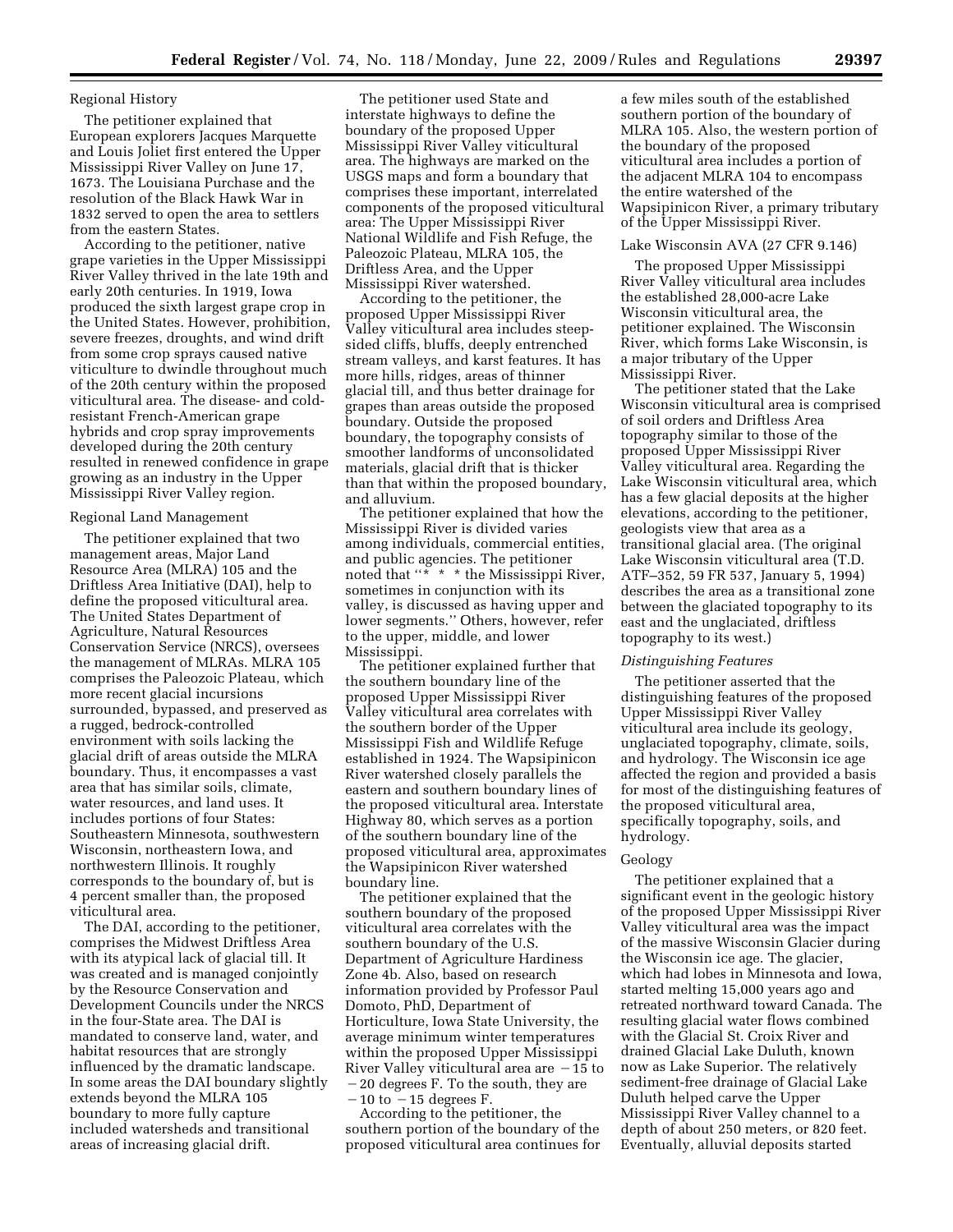Regional History

The petitioner explained that European explorers Jacques Marquette and Louis Joliet first entered the Upper Mississippi River Valley on June 17, 1673. The Louisiana Purchase and the resolution of the Black Hawk War in 1832 served to open the area to settlers from the eastern States.

According to the petitioner, native grape varieties in the Upper Mississippi River Valley thrived in the late 19th and early 20th centuries. In 1919, Iowa produced the sixth largest grape crop in the United States. However, prohibition, severe freezes, droughts, and wind drift from some crop sprays caused native viticulture to dwindle throughout much of the 20th century within the proposed viticultural area. The disease- and cold-resistant French-American grape hybrids and crop spray improvements developed during the 20th century resulted in renewed confidence in grape growing as an industry in the Upper Mississippi River Valley region.

Regional Land Management

The petitioner explained that two management areas, Major Land Resource Area (MLRA) 105 and the Driftless Area Initiative (DAI), help to define the proposed viticultural area. The United States Department of Agriculture, Natural Resources Conservation Service (NRCS), oversees the management of MLRAs. MLRA 105 comprises the Paleozoic Plateau, which more recent glacial incursions surrounded, bypassed, and preserved as a rugged, bedrock-controlled environment with soils lacking the glacial drift of areas outside the MLRA boundary. Thus, it encompasses a vast area that has similar soils, climate, water resources, and land uses. It includes portions of four States: Southeastern Minnesota, southwestern Wisconsin, northeastern Iowa, and northwestern Illinois. It roughly corresponds to the boundary of, but is 4 percent smaller than, the proposed viticultural area.

The DAI, according to the petitioner, comprises the Midwest Driftless Area with its atypical lack of glacial till. It was created and is managed conjointly by the Resource Conservation and Development Councils under the NRCS in the four-State area. The DAI is mandated to conserve land, water, and habitat resources that are strongly influenced by the dramatic landscape. In some areas the DAI boundary slightly extends beyond the MLRA 105 boundary to more fully capture included watersheds and transitional areas of increasing glacial drift.

The petitioner used State and interstate highways to define the boundary of the proposed Upper Mississippi River Valley viticultural area. The highways are marked on the USGS maps and form a boundary that comprises these important, interrelated components of the proposed viticultural area: The Upper Mississippi River National Wildlife and Fish Refuge, the Paleozoic Plateau, MLRA 105, the Driftless Area, and the Upper Mississippi River watershed.

According to the petitioner, the proposed Upper Mississippi River Valley viticultural area includes steep-sided cliffs, bluffs, deeply entrenched stream valleys, and karst features. It has more hills, ridges, areas of thinner glacial till, and thus better drainage for grapes than areas outside the proposed boundary. Outside the proposed boundary, the topography consists of smoother landforms of unconsolidated materials, glacial drift that is thicker than that within the proposed boundary, and alluvium.

The petitioner explained that how the Mississippi River is divided varies among individuals, commercial entities, and public agencies. The petitioner noted that "* * * the Mississippi River, sometimes in conjunction with its valley, is discussed as having upper and lower segments." Others, however, refer to the upper, middle, and lower Mississippi.

The petitioner explained further that the southern boundary line of the proposed Upper Mississippi River Valley viticultural area correlates with the southern border of the Upper Mississippi Fish and Wildlife Refuge established in 1924. The Wapsipinicon River watershed closely parallels the eastern and southern boundary lines of the proposed viticultural area. Interstate Highway 80, which serves as a portion of the southern boundary line of the proposed viticultural area, approximates the Wapsipinicon River watershed boundary line.

The petitioner explained that the southern boundary of the proposed viticultural area correlates with the southern boundary of the U.S. Department of Agriculture Hardiness Zone 4b. Also, based on research information provided by Professor Paul Domoto, PhD, Department of Horticulture, Iowa State University, the average minimum winter temperatures within the proposed Upper Mississippi River Valley viticultural area are −15 to −20 degrees F. To the south, they are −10 to −15 degrees F.

According to the petitioner, the southern portion of the boundary of the proposed viticultural area continues for a few miles south of the established southern portion of the boundary of MLRA 105. Also, the western portion of the boundary of the proposed viticultural area includes a portion of the adjacent MLRA 104 to encompass the entire watershed of the Wapsipinicon River, a primary tributary of the Upper Mississippi River.

Lake Wisconsin AVA (27 CFR 9.146)

The proposed Upper Mississippi River Valley viticultural area includes the established 28,000-acre Lake Wisconsin viticultural area, the petitioner explained. The Wisconsin River, which forms Lake Wisconsin, is a major tributary of the Upper Mississippi River.

The petitioner stated that the Lake Wisconsin viticultural area is comprised of soil orders and Driftless Area topography similar to those of the proposed Upper Mississippi River Valley viticultural area. Regarding the Lake Wisconsin viticultural area, which has a few glacial deposits at the higher elevations, according to the petitioner, geologists view that area as a transitional glacial area. (The original Lake Wisconsin viticultural area (T.D. ATF–352, 59 FR 537, January 5, 1994) describes the area as a transitional zone between the glaciated topography to its east and the unglaciated, driftless topography to its west.)

*Distinguishing Features*

The petitioner asserted that the distinguishing features of the proposed Upper Mississippi River Valley viticultural area include its geology, unglaciated topography, climate, soils, and hydrology. The Wisconsin ice age affected the region and provided a basis for most of the distinguishing features of the proposed viticultural area, specifically topography, soils, and hydrology.

Geology

The petitioner explained that a significant event in the geologic history of the proposed Upper Mississippi River Valley viticultural area was the impact of the massive Wisconsin Glacier during the Wisconsin ice age. The glacier, which had lobes in Minnesota and Iowa, started melting 15,000 years ago and retreated northward toward Canada. The resulting glacial water flows combined with the Glacial St. Croix River and drained Glacial Lake Duluth, known now as Lake Superior. The relatively sediment-free drainage of Glacial Lake Duluth helped carve the Upper Mississippi River Valley channel to a depth of about 250 meters, or 820 feet. Eventually, alluvial deposits started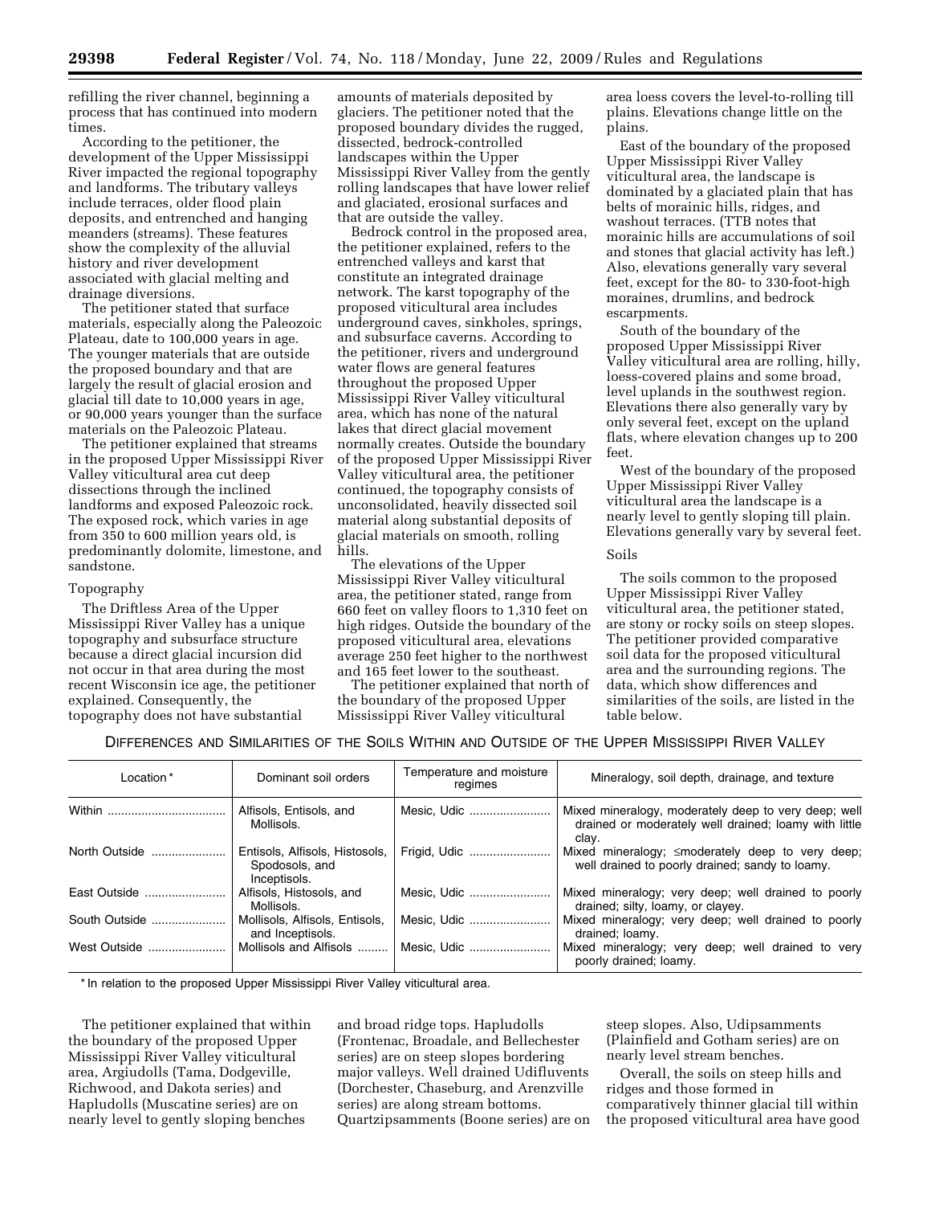refilling the river channel, beginning a process that has continued into modern times.

According to the petitioner, the development of the Upper Mississippi River impacted the regional topography and landforms. The tributary valleys include terraces, older flood plain deposits, and entrenched and hanging meanders (streams). These features show the complexity of the alluvial history and river development associated with glacial melting and drainage diversions.

The petitioner stated that surface materials, especially along the Paleozoic Plateau, date to 100,000 years in age. The younger materials that are outside the proposed boundary and that are largely the result of glacial erosion and glacial till date to 10,000 years in age, or 90,000 years younger than the surface materials on the Paleozoic Plateau.

The petitioner explained that streams in the proposed Upper Mississippi River Valley viticultural area cut deep dissections through the inclined landforms and exposed Paleozoic rock. The exposed rock, which varies in age from 350 to 600 million years old, is predominantly dolomite, limestone, and sandstone.

Topography

The Driftless Area of the Upper Mississippi River Valley has a unique topography and subsurface structure because a direct glacial incursion did not occur in that area during the most recent Wisconsin ice age, the petitioner explained. Consequently, the topography does not have substantial amounts of materials deposited by glaciers. The petitioner noted that the proposed boundary divides the rugged, dissected, bedrock-controlled landscapes within the Upper Mississippi River Valley from the gently rolling landscapes that have lower relief and glaciated, erosional surfaces and that are outside the valley.

Bedrock control in the proposed area, the petitioner explained, refers to the entrenched valleys and karst that constitute an integrated drainage network. The karst topography of the proposed viticultural area includes underground caves, sinkholes, springs, and subsurface caverns. According to the petitioner, rivers and underground water flows are general features throughout the proposed Upper Mississippi River Valley viticultural area, which has none of the natural lakes that direct glacial movement normally creates. Outside the boundary of the proposed Upper Mississippi River Valley viticultural area, the petitioner continued, the topography consists of unconsolidated, heavily dissected soil material along substantial deposits of glacial materials on smooth, rolling hills.

The elevations of the Upper Mississippi River Valley viticultural area, the petitioner stated, range from 660 feet on valley floors to 1,310 feet on high ridges. Outside the boundary of the proposed viticultural area, elevations average 250 feet higher to the northwest and 165 feet lower to the southeast.

The petitioner explained that north of the boundary of the proposed Upper Mississippi River Valley viticultural area loess covers the level-to-rolling till plains. Elevations change little on the plains.

East of the boundary of the proposed Upper Mississippi River Valley viticultural area, the landscape is dominated by a glaciated plain that has belts of morainic hills, ridges, and washout terraces. (TTB notes that morainic hills are accumulations of soil and stones that glacial activity has left.) Also, elevations generally vary several feet, except for the 80- to 330-foot-high moraines, drumlins, and bedrock escarpments.

South of the boundary of the proposed Upper Mississippi River Valley viticultural area are rolling, hilly, loess-covered plains and some broad, level uplands in the southwest region. Elevations there also generally vary by only several feet, except on the upland flats, where elevation changes up to 200 feet.

West of the boundary of the proposed Upper Mississippi River Valley viticultural area the landscape is a nearly level to gently sloping till plain. Elevations generally vary by several feet.

Soils

The soils common to the proposed Upper Mississippi River Valley viticultural area, the petitioner stated, are stony or rocky soils on steep slopes. The petitioner provided comparative soil data for the proposed viticultural area and the surrounding regions. The data, which show differences and similarities of the soils, are listed in the table below.

DIFFERENCES AND SIMILARITIES OF THE SOILS WITHIN AND OUTSIDE OF THE UPPER MISSISSIPPI RIVER VALLEY

| Location* | Dominant soil orders | Temperature and moisture regimes | Mineralogy, soil depth, drainage, and texture |
|---|---|---|---|
| Within | Alfisols, Entisols, and Mollisols. | Mesic, Udic | Mixed mineralogy, moderately deep to very deep; well drained or moderately well drained; loamy with little clay. |
| North Outside | Entisols, Alfisols, Histosols, Spodosols, and Inceptisols. | Frigid, Udic | Mixed mineralogy; ≤moderately deep to very deep; well drained to poorly drained; sandy to loamy. |
| East Outside | Alfisols, Histosols, and Mollisols. | Mesic, Udic | Mixed mineralogy; very deep; well drained to poorly drained; silty, loamy, or clayey. |
| South Outside | Mollisols, Alfisols, Entisols, and Inceptisols. | Mesic, Udic | Mixed mineralogy; very deep; well drained to poorly drained; loamy. |
| West Outside | Mollisols and Alfisols | Mesic, Udic | Mixed mineralogy; very deep; well drained to very poorly drained; loamy. |

* In relation to the proposed Upper Mississippi River Valley viticultural area.

The petitioner explained that within the boundary of the proposed Upper Mississippi River Valley viticultural area, Argiudolls (Tama, Dodgeville, Richwood, and Dakota series) and Hapludolls (Muscatine series) are on nearly level to gently sloping benches and broad ridge tops. Hapludolls (Frontenac, Broadale, and Bellechester series) are on steep slopes bordering major valleys. Well drained Udifluvents (Dorchester, Chaseburg, and Arenzville series) are along stream bottoms. Quartzipsamments (Boone series) are on steep slopes. Also, Udipsamments (Plainfield and Gotham series) are on nearly level stream benches.

Overall, the soils on steep hills and ridges and those formed in comparatively thinner glacial till within the proposed viticultural area have good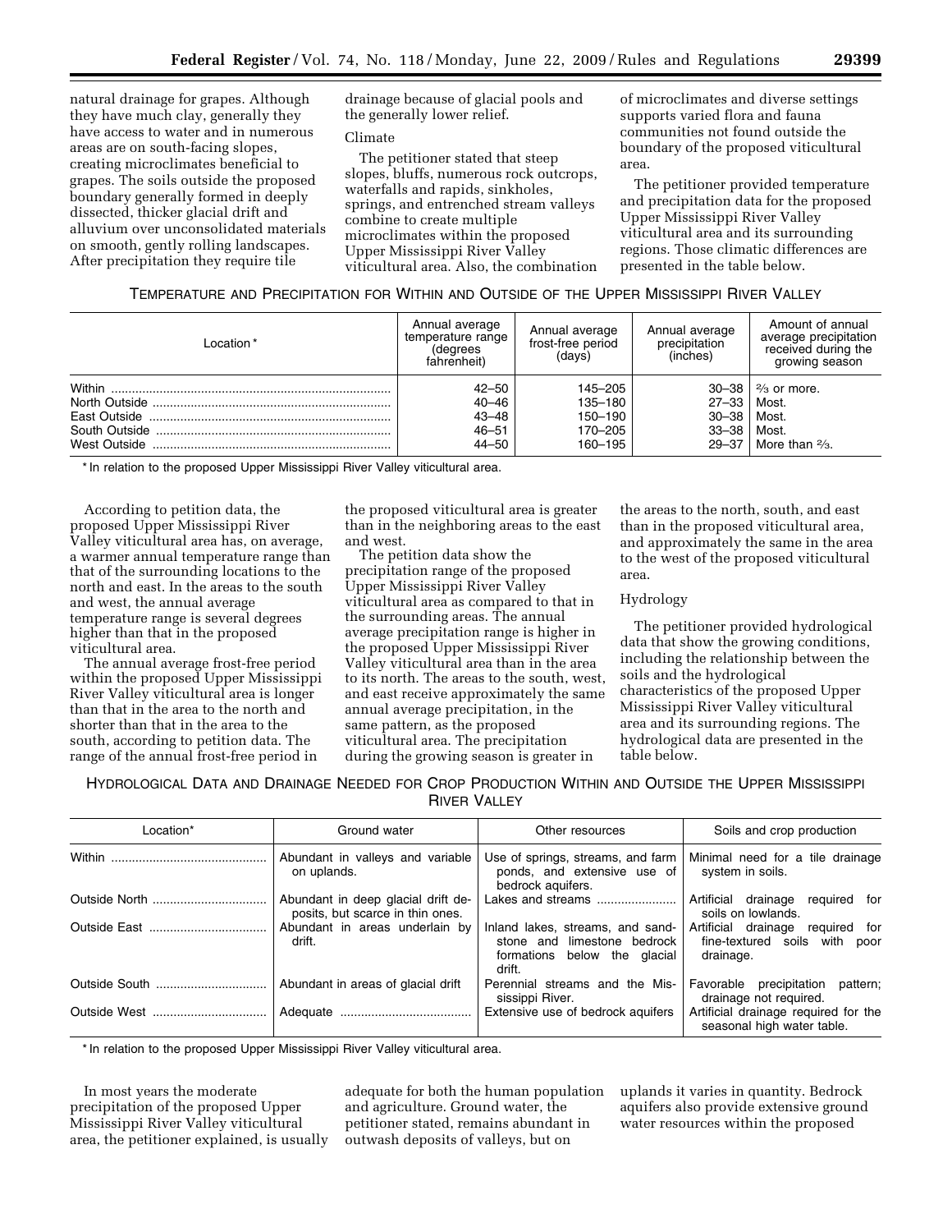natural drainage for grapes. Although they have much clay, generally they have access to water and in numerous areas are on south-facing slopes, creating microclimates beneficial to grapes. The soils outside the proposed boundary generally formed in deeply dissected, thicker glacial drift and alluvium over unconsolidated materials on smooth, gently rolling landscapes. After precipitation they require tile drainage because of glacial pools and the generally lower relief.

Climate

The petitioner stated that steep slopes, bluffs, numerous rock outcrops, waterfalls and rapids, sinkholes, springs, and entrenched stream valleys combine to create multiple microclimates within the proposed Upper Mississippi River Valley viticultural area. Also, the combination of microclimates and diverse settings supports varied flora and fauna communities not found outside the boundary of the proposed viticultural area.

The petitioner provided temperature and precipitation data for the proposed Upper Mississippi River Valley viticultural area and its surrounding regions. Those climatic differences are presented in the table below.

TEMPERATURE AND PRECIPITATION FOR WITHIN AND OUTSIDE OF THE UPPER MISSISSIPPI RIVER VALLEY

| Location* | Annual average temperature range (degrees fahrenheit) | Annual average frost-free period (days) | Annual average precipitation (inches) | Amount of annual average precipitation received during the growing season |
|---|---|---|---|---|
| Within | 42–50 | 145–205 | 30–38 | ⅔ or more. |
| North Outside | 40–46 | 135–180 | 27–33 | Most. |
| East Outside | 43–48 | 150–190 | 30–38 | Most. |
| South Outside | 46–51 | 170–205 | 33–38 | Most. |
| West Outside | 44–50 | 160–195 | 29–37 | More than ⅔. |

\* In relation to the proposed Upper Mississippi River Valley viticultural area.

According to petition data, the proposed Upper Mississippi River Valley viticultural area has, on average, a warmer annual temperature range than that of the surrounding locations to the north and east. In the areas to the south and west, the annual average temperature range is several degrees higher than that in the proposed viticultural area.

The annual average frost-free period within the proposed Upper Mississippi River Valley viticultural area is longer than that in the area to the north and shorter than that in the area to the south, according to petition data. The range of the annual frost-free period in the proposed viticultural area is greater than in the neighboring areas to the east and west.

The petition data show the precipitation range of the proposed Upper Mississippi River Valley viticultural area as compared to that in the surrounding areas. The annual average precipitation range is higher in the proposed Upper Mississippi River Valley viticultural area than in the area to its north. The areas to the south, west, and east receive approximately the same annual average precipitation, in the same pattern, as the proposed viticultural area. The precipitation during the growing season is greater in the areas to the north, south, and east than in the proposed viticultural area, and approximately the same in the area to the west of the proposed viticultural area.

Hydrology

The petitioner provided hydrological data that show the growing conditions, including the relationship between the soils and the hydrological characteristics of the proposed Upper Mississippi River Valley viticultural area and its surrounding regions. The hydrological data are presented in the table below.

HYDROLOGICAL DATA AND DRAINAGE NEEDED FOR CROP PRODUCTION WITHIN AND OUTSIDE THE UPPER MISSISSIPPI RIVER VALLEY

| Location* | Ground water | Other resources | Soils and crop production |
|---|---|---|---|
| Within | Abundant in valleys and variable on uplands. | Use of springs, streams, and farm ponds, and extensive use of bedrock aquifers. | Minimal need for a tile drainage system in soils. |
| Outside North | Abundant in deep glacial drift deposits, but scarce in thin ones. | Lakes and streams | Artificial drainage required for soils on lowlands. |
| Outside East | Abundant in areas underlain by drift. | Inland lakes, streams, and sandstone and limestone bedrock formations below the glacial drift. | Artificial drainage required for fine-textured soils with poor drainage. |
| Outside South | Abundant in areas of glacial drift | Perennial streams and the Mississippi River. | Favorable precipitation pattern; drainage not required. |
| Outside West | Adequate | Extensive use of bedrock aquifers | Artificial drainage required for the seasonal high water table. |

\* In relation to the proposed Upper Mississippi River Valley viticultural area.

In most years the moderate precipitation of the proposed Upper Mississippi River Valley viticultural area, the petitioner explained, is usually adequate for both the human population and agriculture. Ground water, the petitioner stated, remains abundant in outwash deposits of valleys, but on uplands it varies in quantity. Bedrock aquifers also provide extensive ground water resources within the proposed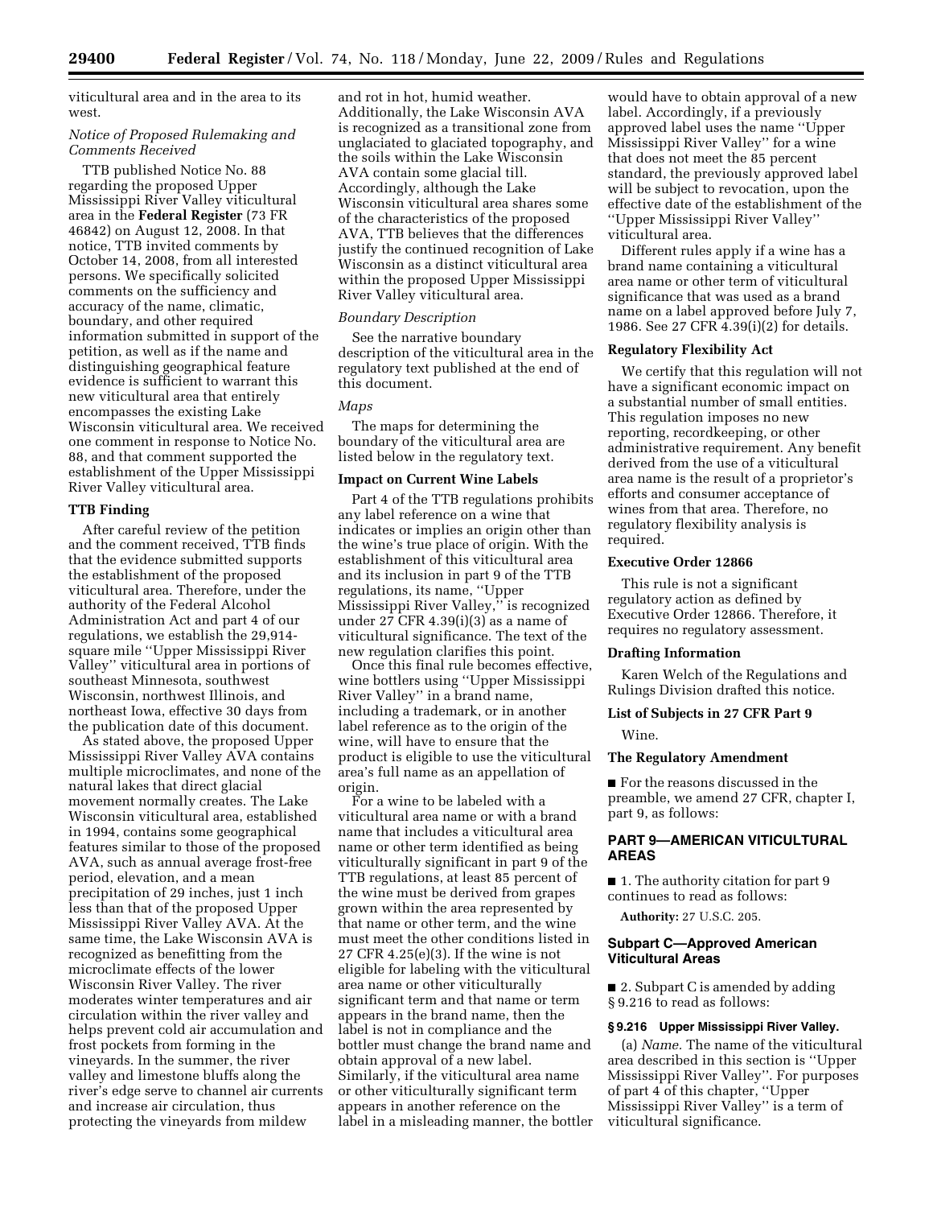viticultural area and in the area to its west.

*Notice of Proposed Rulemaking and Comments Received*

TTB published Notice No. 88 regarding the proposed Upper Mississippi River Valley viticultural area in the **Federal Register** (73 FR 46842) on August 12, 2008. In that notice, TTB invited comments by October 14, 2008, from all interested persons. We specifically solicited comments on the sufficiency and accuracy of the name, climatic, boundary, and other required information submitted in support of the petition, as well as if the name and distinguishing geographical feature evidence is sufficient to warrant this new viticultural area that entirely encompasses the existing Lake Wisconsin viticultural area. We received one comment in response to Notice No. 88, and that comment supported the establishment of the Upper Mississippi River Valley viticultural area.

**TTB Finding**

After careful review of the petition and the comment received, TTB finds that the evidence submitted supports the establishment of the proposed viticultural area. Therefore, under the authority of the Federal Alcohol Administration Act and part 4 of our regulations, we establish the 29,914-square mile ''Upper Mississippi River Valley'' viticultural area in portions of southeast Minnesota, southwest Wisconsin, northwest Illinois, and northeast Iowa, effective 30 days from the publication date of this document.

As stated above, the proposed Upper Mississippi River Valley AVA contains multiple microclimates, and none of the natural lakes that direct glacial movement normally creates. The Lake Wisconsin viticultural area, established in 1994, contains some geographical features similar to those of the proposed AVA, such as annual average frost-free period, elevation, and a mean precipitation of 29 inches, just 1 inch less than that of the proposed Upper Mississippi River Valley AVA. At the same time, the Lake Wisconsin AVA is recognized as benefitting from the microclimate effects of the lower Wisconsin River Valley. The river moderates winter temperatures and air circulation within the river valley and helps prevent cold air accumulation and frost pockets from forming in the vineyards. In the summer, the river valley and limestone bluffs along the river's edge serve to channel air currents and increase air circulation, thus protecting the vineyards from mildew and rot in hot, humid weather. Additionally, the Lake Wisconsin AVA is recognized as a transitional zone from unglaciated to glaciated topography, and the soils within the Lake Wisconsin AVA contain some glacial till. Accordingly, although the Lake Wisconsin viticultural area shares some of the characteristics of the proposed AVA, TTB believes that the differences justify the continued recognition of Lake Wisconsin as a distinct viticultural area within the proposed Upper Mississippi River Valley viticultural area.

*Boundary Description*

See the narrative boundary description of the viticultural area in the regulatory text published at the end of this document.

*Maps*

The maps for determining the boundary of the viticultural area are listed below in the regulatory text.

**Impact on Current Wine Labels**

Part 4 of the TTB regulations prohibits any label reference on a wine that indicates or implies an origin other than the wine's true place of origin. With the establishment of this viticultural area and its inclusion in part 9 of the TTB regulations, its name, ''Upper Mississippi River Valley,'' is recognized under 27 CFR 4.39(i)(3) as a name of viticultural significance. The text of the new regulation clarifies this point.

Once this final rule becomes effective, wine bottlers using ''Upper Mississippi River Valley'' in a brand name, including a trademark, or in another label reference as to the origin of the wine, will have to ensure that the product is eligible to use the viticultural area's full name as an appellation of origin.

For a wine to be labeled with a viticultural area name or with a brand name that includes a viticultural area name or other term identified as being viticulturally significant in part 9 of the TTB regulations, at least 85 percent of the wine must be derived from grapes grown within the area represented by that name or other term, and the wine must meet the other conditions listed in 27 CFR 4.25(e)(3). If the wine is not eligible for labeling with the viticultural area name or other viticulturally significant term and that name or term appears in the brand name, then the label is not in compliance and the bottler must change the brand name and obtain approval of a new label. Similarly, if the viticultural area name or other viticulturally significant term appears in another reference on the label in a misleading manner, the bottler would have to obtain approval of a new label. Accordingly, if a previously approved label uses the name ''Upper Mississippi River Valley'' for a wine that does not meet the 85 percent standard, the previously approved label will be subject to revocation, upon the effective date of the establishment of the ''Upper Mississippi River Valley'' viticultural area.

Different rules apply if a wine has a brand name containing a viticultural area name or other term of viticultural significance that was used as a brand name on a label approved before July 7, 1986. See 27 CFR 4.39(i)(2) for details.

**Regulatory Flexibility Act**

We certify that this regulation will not have a significant economic impact on a substantial number of small entities. This regulation imposes no new reporting, recordkeeping, or other administrative requirement. Any benefit derived from the use of a viticultural area name is the result of a proprietor's efforts and consumer acceptance of wines from that area. Therefore, no regulatory flexibility analysis is required.

**Executive Order 12866**

This rule is not a significant regulatory action as defined by Executive Order 12866. Therefore, it requires no regulatory assessment.

**Drafting Information**

Karen Welch of the Regulations and Rulings Division drafted this notice.

**List of Subjects in 27 CFR Part 9**

Wine.

**The Regulatory Amendment**

■ For the reasons discussed in the preamble, we amend 27 CFR, chapter I, part 9, as follows:

## PART 9—AMERICAN VITICULTURAL AREAS

■ 1. The authority citation for part 9 continues to read as follows:

**Authority:** 27 U.S.C. 205.

### Subpart C—Approved American Viticultural Areas

■ 2. Subpart C is amended by adding § 9.216 to read as follows:

**§ 9.216 Upper Mississippi River Valley.**

(a) *Name.* The name of the viticultural area described in this section is ''Upper Mississippi River Valley''. For purposes of part 4 of this chapter, ''Upper Mississippi River Valley'' is a term of viticultural significance.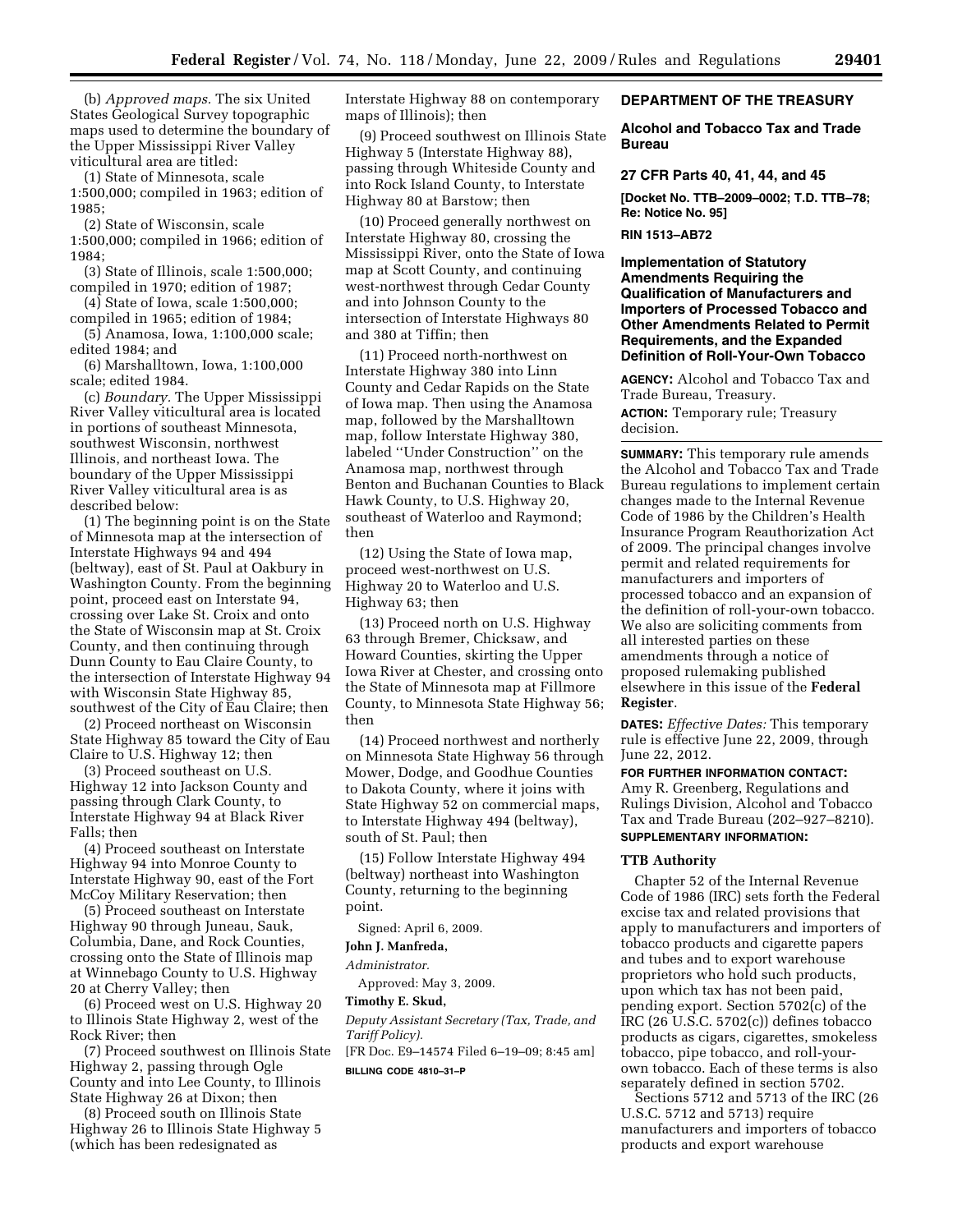(b) *Approved maps.* The six United States Geological Survey topographic maps used to determine the boundary of the Upper Mississippi River Valley viticultural area are titled:

(1) State of Minnesota, scale 1:500,000; compiled in 1963; edition of 1985;

(2) State of Wisconsin, scale 1:500,000; compiled in 1966; edition of 1984;

(3) State of Illinois, scale 1:500,000; compiled in 1970; edition of 1987;

(4) State of Iowa, scale 1:500,000; compiled in 1965; edition of 1984;

(5) Anamosa, Iowa, 1:100,000 scale; edited 1984; and

(6) Marshalltown, Iowa, 1:100,000 scale; edited 1984.

(c) *Boundary.* The Upper Mississippi River Valley viticultural area is located in portions of southeast Minnesota, southwest Wisconsin, northwest Illinois, and northeast Iowa. The boundary of the Upper Mississippi River Valley viticultural area is as described below:

(1) The beginning point is on the State of Minnesota map at the intersection of Interstate Highways 94 and 494 (beltway), east of St. Paul at Oakbury in Washington County. From the beginning point, proceed east on Interstate 94, crossing over Lake St. Croix and onto the State of Wisconsin map at St. Croix County, and then continuing through Dunn County to Eau Claire County, to the intersection of Interstate Highway 94 with Wisconsin State Highway 85, southwest of the City of Eau Claire; then

(2) Proceed northeast on Wisconsin State Highway 85 toward the City of Eau Claire to U.S. Highway 12; then

(3) Proceed southeast on U.S. Highway 12 into Jackson County and passing through Clark County, to Interstate Highway 94 at Black River Falls; then

(4) Proceed southeast on Interstate Highway 94 into Monroe County to Interstate Highway 90, east of the Fort McCoy Military Reservation; then

(5) Proceed southeast on Interstate Highway 90 through Juneau, Sauk, Columbia, Dane, and Rock Counties, crossing onto the State of Illinois map at Winnebago County to U.S. Highway 20 at Cherry Valley; then

(6) Proceed west on U.S. Highway 20 to Illinois State Highway 2, west of the Rock River; then

(7) Proceed southwest on Illinois State Highway 2, passing through Ogle County and into Lee County, to Illinois State Highway 26 at Dixon; then

(8) Proceed south on Illinois State Highway 26 to Illinois State Highway 5 (which has been redesignated as Interstate Highway 88 on contemporary maps of Illinois); then

(9) Proceed southwest on Illinois State Highway 5 (Interstate Highway 88), passing through Whiteside County and into Rock Island County, to Interstate Highway 80 at Barstow; then

(10) Proceed generally northwest on Interstate Highway 80, crossing the Mississippi River, onto the State of Iowa map at Scott County, and continuing west-northwest through Cedar County and into Johnson County to the intersection of Interstate Highways 80 and 380 at Tiffin; then

(11) Proceed north-northwest on Interstate Highway 380 into Linn County and Cedar Rapids on the State of Iowa map. Then using the Anamosa map, followed by the Marshalltown map, follow Interstate Highway 380, labeled ''Under Construction'' on the Anamosa map, northwest through Benton and Buchanan Counties to Black Hawk County, to U.S. Highway 20, southeast of Waterloo and Raymond; then

(12) Using the State of Iowa map, proceed west-northwest on U.S. Highway 20 to Waterloo and U.S. Highway 63; then

(13) Proceed north on U.S. Highway 63 through Bremer, Chicksaw, and Howard Counties, skirting the Upper Iowa River at Chester, and crossing onto the State of Minnesota map at Fillmore County, to Minnesota State Highway 56; then

(14) Proceed northwest and northerly on Minnesota State Highway 56 through Mower, Dodge, and Goodhue Counties to Dakota County, where it joins with State Highway 52 on commercial maps, to Interstate Highway 494 (beltway), south of St. Paul; then

(15) Follow Interstate Highway 494 (beltway) northeast into Washington County, returning to the beginning point.

Signed: April 6, 2009.

**John J. Manfreda,**

*Administrator.*

Approved: May 3, 2009.

**Timothy E. Skud,**

*Deputy Assistant Secretary (Tax, Trade, and Tariff Policy).*

[FR Doc. E9–14574 Filed 6–19–09; 8:45 am]

**BILLING CODE 4810–31–P**

## DEPARTMENT OF THE TREASURY

### Alcohol and Tobacco Tax and Trade Bureau

### 27 CFR Parts 40, 41, 44, and 45

**[Docket No. TTB–2009–0002; T.D. TTB–78; Re: Notice No. 95]**

**RIN 1513–AB72**

### Implementation of Statutory Amendments Requiring the Qualification of Manufacturers and Importers of Processed Tobacco and Other Amendments Related to Permit Requirements, and the Expanded Definition of Roll-Your-Own Tobacco

**AGENCY:** Alcohol and Tobacco Tax and Trade Bureau, Treasury.

**ACTION:** Temporary rule; Treasury decision.

**SUMMARY:** This temporary rule amends the Alcohol and Tobacco Tax and Trade Bureau regulations to implement certain changes made to the Internal Revenue Code of 1986 by the Children's Health Insurance Program Reauthorization Act of 2009. The principal changes involve permit and related requirements for manufacturers and importers of processed tobacco and an expansion of the definition of roll-your-own tobacco. We also are soliciting comments from all interested parties on these amendments through a notice of proposed rulemaking published elsewhere in this issue of the **Federal Register**.

**DATES:** *Effective Dates:* This temporary rule is effective June 22, 2009, through June 22, 2012.

**FOR FURTHER INFORMATION CONTACT:** Amy R. Greenberg, Regulations and Rulings Division, Alcohol and Tobacco Tax and Trade Bureau (202–927–8210).

**SUPPLEMENTARY INFORMATION:**

#### TTB Authority

Chapter 52 of the Internal Revenue Code of 1986 (IRC) sets forth the Federal excise tax and related provisions that apply to manufacturers and importers of tobacco products and cigarette papers and tubes and to export warehouse proprietors who hold such products, upon which tax has not been paid, pending export. Section 5702(c) of the IRC (26 U.S.C. 5702(c)) defines tobacco products as cigars, cigarettes, smokeless tobacco, pipe tobacco, and roll-your-own tobacco. Each of these terms is also separately defined in section 5702.

Sections 5712 and 5713 of the IRC (26 U.S.C. 5712 and 5713) require manufacturers and importers of tobacco products and export warehouse